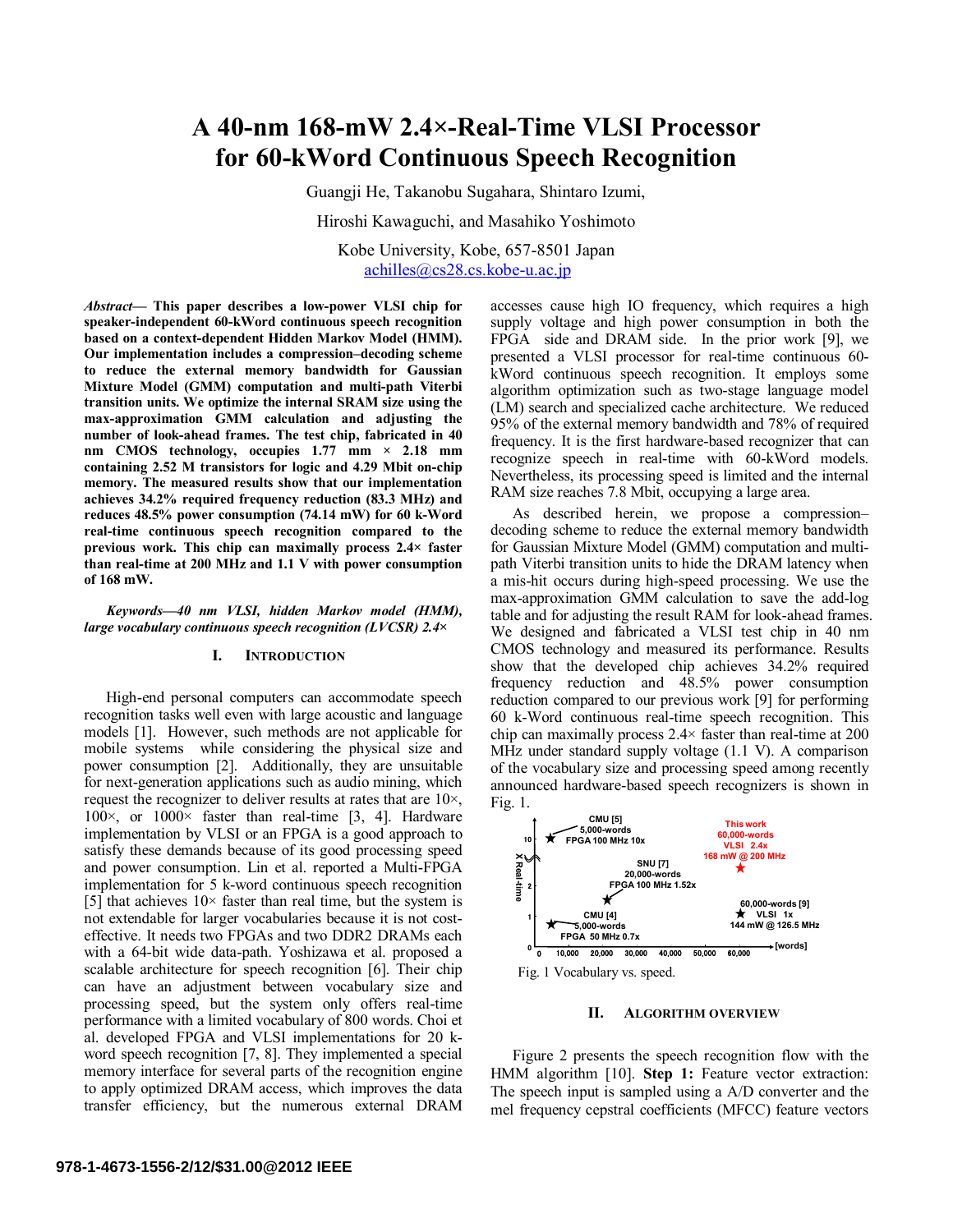# A 40-nm 168-mW 2.4×-Real-Time VLSI Processor for 60-kWord Continuous Speech Recognition

Guangji He, Takanobu Sugahara, Shintaro Izumi,

Hiroshi Kawaguchi, and Masahiko Yoshimoto

Kobe University, Kobe, 657-8501 Japan

achilles@cs28.cs.kobe-u.ac.jp

***Abstract*— This paper describes a low-power VLSI chip for speaker-independent 60-kWord continuous speech recognition based on a context-dependent Hidden Markov Model (HMM). Our implementation includes a compression–decoding scheme to reduce the external memory bandwidth for Gaussian Mixture Model (GMM) computation and multi-path Viterbi transition units. We optimize the internal SRAM size using the max-approximation GMM calculation and adjusting the number of look-ahead frames. The test chip, fabricated in 40 nm CMOS technology, occupies 1.77 mm × 2.18 mm containing 2.52 M transistors for logic and 4.29 Mbit on-chip memory. The measured results show that our implementation achieves 34.2% required frequency reduction (83.3 MHz) and reduces 48.5% power consumption (74.14 mW) for 60 k-Word real-time continuous speech recognition compared to the previous work. This chip can maximally process 2.4× faster than real-time at 200 MHz and 1.1 V with power consumption of 168 mW.**

***Keywords*—40 nm VLSI, hidden Markov model (HMM), large vocabulary continuous speech recognition (LVCSR) 2.4×**

## I. INTRODUCTION

High-end personal computers can accommodate speech recognition tasks well even with large acoustic and language models [1]. However, such methods are not applicable for mobile systems while considering the physical size and power consumption [2]. Additionally, they are unsuitable for next-generation applications such as audio mining, which request the recognizer to deliver results at rates that are 10×, 100×, or 1000× faster than real-time [3, 4]. Hardware implementation by VLSI or an FPGA is a good approach to satisfy these demands because of its good processing speed and power consumption. Lin et al. reported a Multi-FPGA implementation for 5 k-word continuous speech recognition [5] that achieves 10× faster than real time, but the system is not extendable for larger vocabularies because it is not cost-effective. It needs two FPGAs and two DDR2 DRAMs each with a 64-bit wide data-path. Yoshizawa et al. proposed a scalable architecture for speech recognition [6]. Their chip can have an adjustment between vocabulary size and processing speed, but the system only offers real-time performance with a limited vocabulary of 800 words. Choi et al. developed FPGA and VLSI implementations for 20 k-word speech recognition [7, 8]. They implemented a special memory interface for several parts of the recognition engine to apply optimized DRAM access, which improves the data transfer efficiency, but the numerous external DRAM accesses cause high IO frequency, which requires a high supply voltage and high power consumption in both the FPGA side and DRAM side. In the prior work [9], we presented a VLSI processor for real-time continuous 60-kWord continuous speech recognition. It employs some algorithm optimization such as two-stage language model (LM) search and specialized cache architecture. We reduced 95% of the external memory bandwidth and 78% of required frequency. It is the first hardware-based recognizer that can recognize speech in real-time with 60-kWord models. Nevertheless, its processing speed is limited and the internal RAM size reaches 7.8 Mbit, occupying a large area.

As described herein, we propose a compression–decoding scheme to reduce the external memory bandwidth for Gaussian Mixture Model (GMM) computation and multi-path Viterbi transition units to hide the DRAM latency when a mis-hit occurs during high-speed processing. We use the max-approximation GMM calculation to save the add-log table and for adjusting the result RAM for look-ahead frames. We designed and fabricated a VLSI test chip in 40 nm CMOS technology and measured its performance. Results show that the developed chip achieves 34.2% required frequency reduction and 48.5% power consumption reduction compared to our previous work [9] for performing 60 k-Word continuous real-time speech recognition. This chip can maximally process 2.4× faster than real-time at 200 MHz under standard supply voltage (1.1 V). A comparison of the vocabulary size and processing speed among recently announced hardware-based speech recognizers is shown in Fig. 1.

Fig. 1 Vocabulary vs. speed.

## II. ALGORITHM OVERVIEW

Figure 2 presents the speech recognition flow with the HMM algorithm [10]. **Step 1:** Feature vector extraction: The speech input is sampled using a A/D converter and the mel frequency cepstral coefficients (MFCC) feature vectors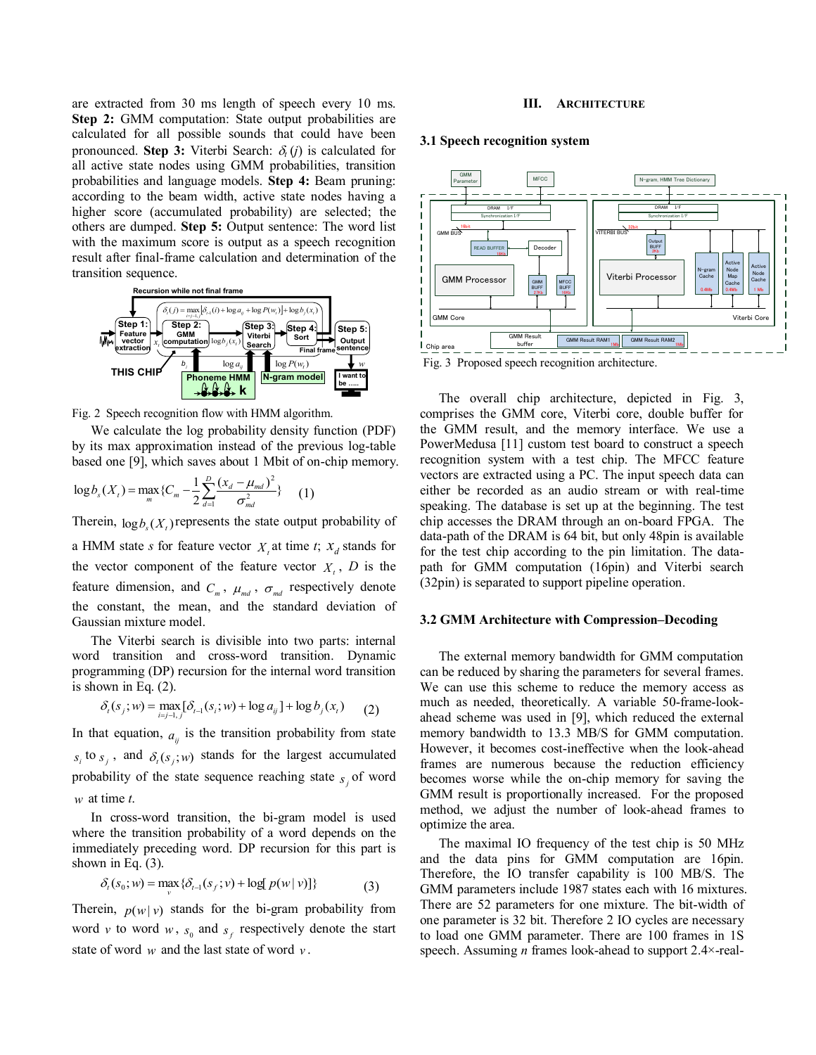are extracted from 30 ms length of speech every 10 ms. **Step 2:** GMM computation: State output probabilities are calculated for all possible sounds that could have been pronounced. **Step 3:** Viterbi Search: $\delta_t(j)$ is calculated for all active state nodes using GMM probabilities, transition probabilities and language models. **Step 4:** Beam pruning: according to the beam width, active state nodes having a higher score (accumulated probability) are selected; the others are dumped. **Step 5:** Output sentence: The word list with the maximum score is output as a speech recognition result after final-frame calculation and determination of the transition sequence.

Fig. 2 Speech recognition flow with HMM algorithm.

We calculate the log probability density function (PDF) by its max approximation instead of the previous log-table based one [9], which saves about 1 Mbit of on-chip memory.

$$\log b_s(X_t) = \max_m \{C_m - \frac{1}{2}\sum_{d=1}^{D}\frac{(x_d - \mu_{md})^2}{\sigma_{md}^2}\} \qquad (1)$$

Therein, $\log b_s(X_t)$ represents the state output probability of a HMM state $s$ for feature vector $X_t$ at time $t$; $x_d$ stands for the vector component of the feature vector $X_t$, $D$ is the feature dimension, and $C_m$, $\mu_{md}$, $\sigma_{md}$ respectively denote the constant, the mean, and the standard deviation of Gaussian mixture model.

The Viterbi search is divisible into two parts: internal word transition and cross-word transition. Dynamic programming (DP) recursion for the internal word transition is shown in Eq. (2).

$$\delta_t(s_j; w) = \max_{i=j-1,j}[\delta_{t-1}(s_i; w) + \log a_{ij}] + \log b_j(x_t) \qquad (2)$$

In that equation, $a_{ij}$ is the transition probability from state $s_i$ to $s_j$, and $\delta_t(s_j; w)$ stands for the largest accumulated probability of the state sequence reaching state $s_j$ of word $w$ at time $t$.

In cross-word transition, the bi-gram model is used where the transition probability of a word depends on the immediately preceding word. DP recursion for this part is shown in Eq. (3).

$$\delta_t(s_0; w) = \max_v \{\delta_{t-1}(s_f; v) + \log[p(w|v)]\} \qquad (3)$$

Therein, $p(w|v)$ stands for the bi-gram probability from word $v$ to word $w$, $s_0$ and $s_f$ respectively denote the start state of word $w$ and the last state of word $v$.

## III. Architecture

### 3.1 Speech recognition system

Fig. 3 Proposed speech recognition architecture.

The overall chip architecture, depicted in Fig. 3, comprises the GMM core, Viterbi core, double buffer for the GMM result, and the memory interface. We use a PowerMedusa [11] custom test board to construct a speech recognition system with a test chip. The MFCC feature vectors are extracted using a PC. The input speech data can either be recorded as an audio stream or with real-time speaking. The database is set up at the beginning. The test chip accesses the DRAM through an on-board FPGA. The data-path of the DRAM is 64 bit, but only 48pin is available for the test chip according to the pin limitation. The data-path for GMM computation (16pin) and Viterbi search (32pin) is separated to support pipeline operation.

### 3.2 GMM Architecture with Compression–Decoding

The external memory bandwidth for GMM computation can be reduced by sharing the parameters for several frames. We can use this scheme to reduce the memory access as much as needed, theoretically. A variable 50-frame-look-ahead scheme was used in [9], which reduced the external memory bandwidth to 13.3 MB/S for GMM computation. However, it becomes cost-ineffective when the look-ahead frames are numerous because the reduction efficiency becomes worse while the on-chip memory for saving the GMM result is proportionally increased. For the proposed method, we adjust the number of look-ahead frames to optimize the area.

The maximal IO frequency of the test chip is 50 MHz and the data pins for GMM computation are 16pin. Therefore, the IO transfer capability is 100 MB/S. The GMM parameters include 1987 states each with 16 mixtures. There are 52 parameters for one mixture. The bit-width of one parameter is 32 bit. Therefore 2 IO cycles are necessary to load one GMM parameter. There are 100 frames in 1S speech. Assuming $n$ frames look-ahead to support 2.4×-real-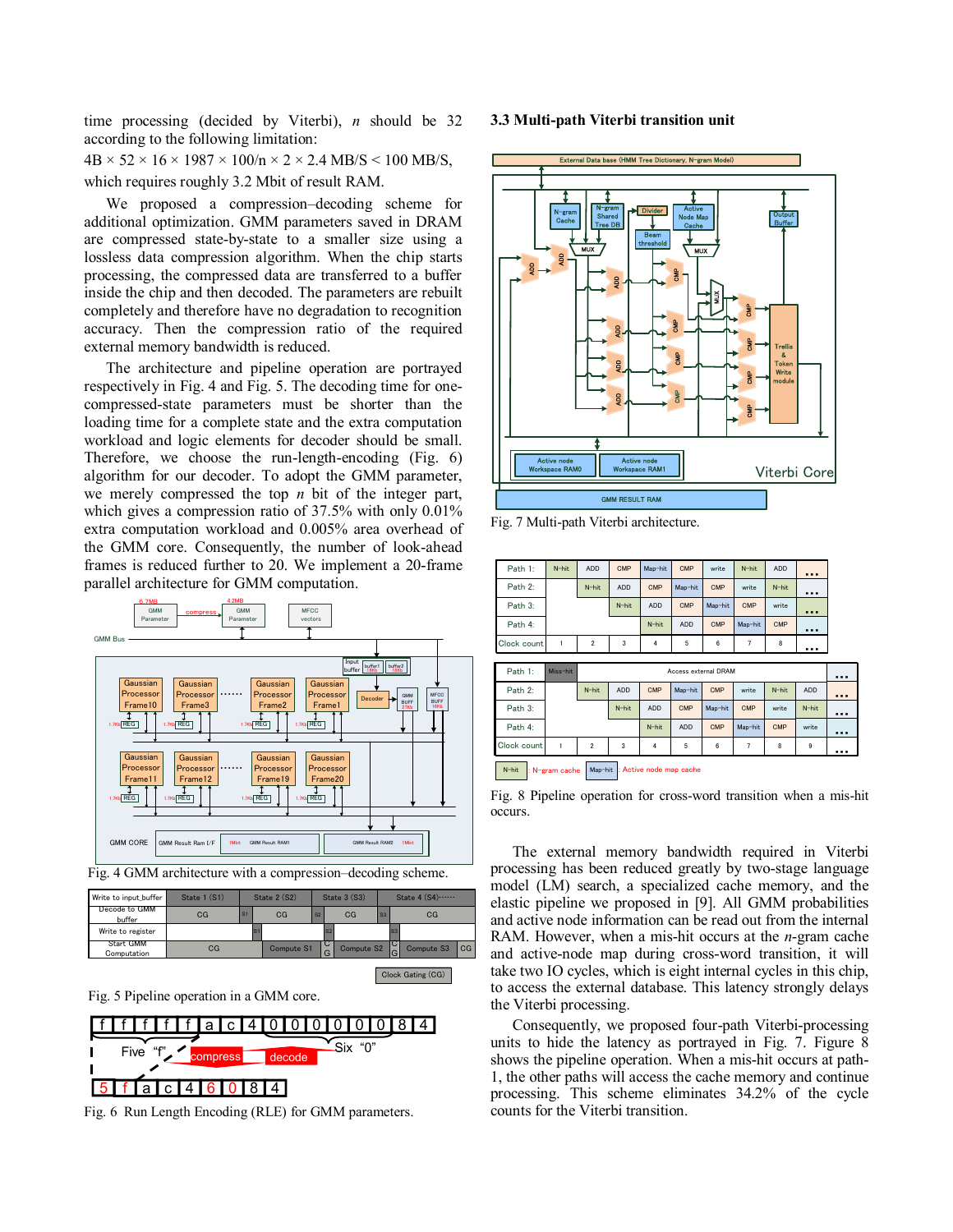time processing (decided by Viterbi), $n$ should be 32 according to the following limitation:

$$4B \times 52 \times 16 \times 1987 \times 100/n \times 2 \times 2.4 \text{ MB/S} < 100 \text{ MB/S},$$

which requires roughly 3.2 Mbit of result RAM.

We proposed a compression–decoding scheme for additional optimization. GMM parameters saved in DRAM are compressed state-by-state to a smaller size using a lossless data compression algorithm. When the chip starts processing, the compressed data are transferred to a buffer inside the chip and then decoded. The parameters are rebuilt completely and therefore have no degradation to recognition accuracy. Then the compression ratio of the required external memory bandwidth is reduced.

The architecture and pipeline operation are portrayed respectively in Fig. 4 and Fig. 5. The decoding time for one-compressed-state parameters must be shorter than the loading time for a complete state and the extra computation workload and logic elements for decoder should be small. Therefore, we choose the run-length-encoding (Fig. 6) algorithm for our decoder. To adopt the GMM parameter, we merely compressed the top $n$ bit of the integer part, which gives a compression ratio of 37.5% with only 0.01% extra computation workload and 0.005% area overhead of the GMM core. Consequently, the number of look-ahead frames is reduced further to 20. We implement a 20-frame parallel architecture for GMM computation.

Fig. 4 GMM architecture with a compression–decoding scheme.

Fig. 5 Pipeline operation in a GMM core.

Fig. 6 Run Length Encoding (RLE) for GMM parameters.

### 3.3 Multi-path Viterbi transition unit

Fig. 7 Multi-path Viterbi architecture.

Fig. 8 Pipeline operation for cross-word transition when a mis-hit occurs.

The external memory bandwidth required in Viterbi processing has been reduced greatly by two-stage language model (LM) search, a specialized cache memory, and the elastic pipeline we proposed in [9]. All GMM probabilities and active node information can be read out from the internal RAM. However, when a mis-hit occurs at the $n$-gram cache and active-node map during cross-word transition, it will take two IO cycles, which is eight internal cycles in this chip, to access the external database. This latency strongly delays the Viterbi processing.

Consequently, we proposed four-path Viterbi-processing units to hide the latency as portrayed in Fig. 7. Figure 8 shows the pipeline operation. When a mis-hit occurs at path-1, the other paths will access the cache memory and continue processing. This scheme eliminates 34.2% of the cycle counts for the Viterbi transition.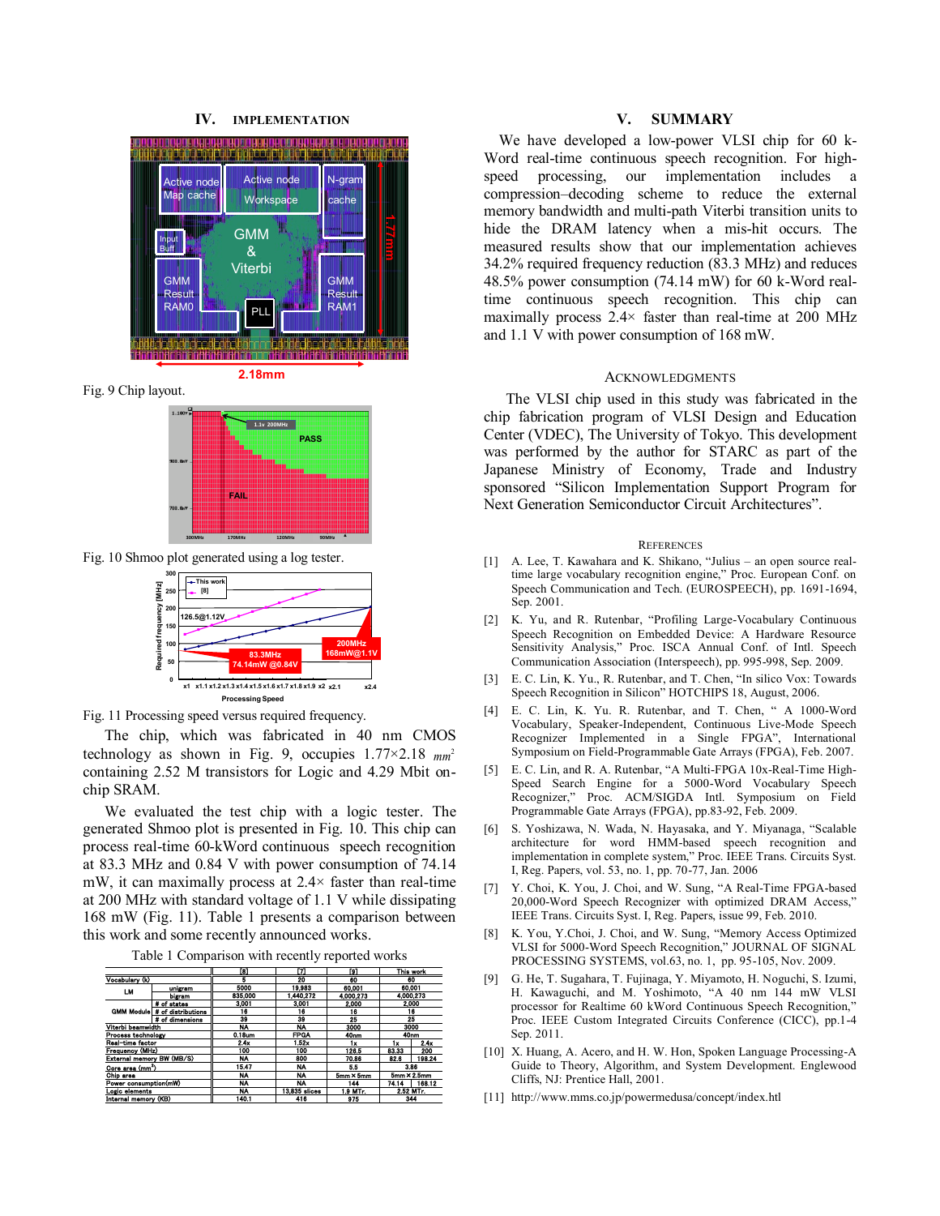## IV. IMPLEMENTATION

Active node Map cache
Active node Workspace
N-gram cache
Input Buff
GMM & Viterbi
GMM Result RAM0
PLL
GMM Result RAM1
1.77mm
2.18mm

Fig. 9 Chip layout.

1.100V
1.1v 200MHz
PASS
900.0mV
FAIL
700.0mV
300MHz 170MHz 120MHz 90MHz

Fig. 10 Shmoo plot generated using a log tester.

This work
[8]
Required frequency [MHz]
300
250
200
150
100
50
0
126.5@1.12V
83.3MHz 74.14mW @0.84V
200MHz 168mW@1.1V
x1 x1.1 x1.2 x1.3 x1.4 x1.5 x1.6 x1.7 x1.8 x1.9 x2 x2.1 x2.4
Processing Speed

Fig. 11 Processing speed versus required frequency.

The chip, which was fabricated in 40 nm CMOS technology as shown in Fig. 9, occupies 1.77×2.18 $mm^2$ containing 2.52 M transistors for Logic and 4.29 Mbit on-chip SRAM.

We evaluated the test chip with a logic tester. The generated Shmoo plot is presented in Fig. 10. This chip can process real-time 60-kWord continuous speech recognition at 83.3 MHz and 0.84 V with power consumption of 74.14 mW, it can maximally process at 2.4× faster than real-time at 200 MHz with standard voltage of 1.1 V while dissipating 168 mW (Fig. 11). Table 1 presents a comparison between this work and some recently announced works.

Table 1 Comparison with recently reported works

| | | [8] | [7] | [9] | This work | |
|---|---|---|---|---|---|---|
| Vocabulary (k) | | 5 | 20 | 60 | 60 | |
| LM | unigram | 5000 | 19,983 | 60,001 | 60,001 | |
| | bigram | 835,000 | 1,440,272 | 4,000,273 | 4,000,273 | |
| GMM Module | # of states | 3,001 | 3,001 | 2,000 | 2,000 | |
| | # of distributions | 16 | 16 | 16 | 16 | |
| | # of dimensions | 39 | 39 | 25 | 25 | |
| Viterbi beamwidth | | NA | NA | 3000 | 3000 | |
| Process technology | | 0.18um | FPGA | 40nm | 40nm | |
| Real-time factor | | 2.4x | 1.52x | 1x | 1x | 2.4x |
| Frequency (MHz) | | 100 | 100 | 126.5 | 83.33 | 200 |
| External memory BW (MB/S) | | NA | 800 | 70.86 | 82.6 | 198.24 |
| Core area ($mm^2$) | | 15.47 | NA | 5.5 | 3.86 | |
| Chip area | | NA | NA | 5mm × 5mm | 5mm × 2.5mm | |
| Power consumption(mW) | | NA | NA | 144 | 74.14 | 168.12 |
| Logic elements | | NA | 13,835 slices | 1.9 MTr. | 2.52 MTr. | |
| Internal memory (KB) | | 140.1 | 416 | 875 | 344 | |

## V. SUMMARY

We have developed a low-power VLSI chip for 60 k-Word real-time continuous speech recognition. For high-speed processing, our implementation includes a compression–decoding scheme to reduce the external memory bandwidth and multi-path Viterbi transition units to hide the DRAM latency when a mis-hit occurs. The measured results show that our implementation achieves 34.2% required frequency reduction (83.3 MHz) and reduces 48.5% power consumption (74.14 mW) for 60 k-Word real-time continuous speech recognition. This chip can maximally process 2.4× faster than real-time at 200 MHz and 1.1 V with power consumption of 168 mW.

### ACKNOWLEDGMENTS

The VLSI chip used in this study was fabricated in the chip fabrication program of VLSI Design and Education Center (VDEC), The University of Tokyo. This development was performed by the author for STARC as part of the Japanese Ministry of Economy, Trade and Industry sponsored "Silicon Implementation Support Program for Next Generation Semiconductor Circuit Architectures".

### REFERENCES

[1] A. Lee, T. Kawahara and K. Shikano, "Julius – an open source real-time large vocabulary recognition engine," Proc. European Conf. on Speech Communication and Tech. (EUROSPEECH), pp. 1691-1694, Sep. 2001.

[2] K. Yu, and R. Rutenbar, "Profiling Large-Vocabulary Continuous Speech Recognition on Embedded Device: A Hardware Resource Sensitivity Analysis," Proc. ISCA Annual Conf. of Intl. Speech Communication Association (Interspeech), pp. 995-998, Sep. 2009.

[3] E. C. Lin, K. Yu., R. Rutenbar, and T. Chen, "In silico Vox: Towards Speech Recognition in Silicon" HOTCHIPS 18, August, 2006.

[4] E. C. Lin, K. Yu. R. Rutenbar, and T. Chen, "A 1000-Word Vocabulary, Speaker-Independent, Continuous Live-Mode Speech Recognizer Implemented in a Single FPGA", International Symposium on Field-Programmable Gate Arrays (FPGA), Feb. 2007.

[5] E. C. Lin, and R. A. Rutenbar, "A Multi-FPGA 10x-Real-Time High-Speed Search Engine for a 5000-Word Vocabulary Speech Recognizer," Proc. ACM/SIGDA Intl. Symposium on Field Programmable Gate Arrays (FPGA), pp.83-92, Feb. 2009.

[6] S. Yoshizawa, N. Wada, N. Hayasaka, and Y. Miyanaga, "Scalable architecture for word HMM-based speech recognition and implementation in complete system," Proc. IEEE Trans. Circuits Syst. I, Reg. Papers, vol. 53, no. 1, pp. 70-77, Jan. 2006

[7] Y. Choi, K. You, J. Choi, and W. Sung, "A Real-Time FPGA-based 20,000-Word Speech Recognizer with optimized DRAM Access," IEEE Trans. Circuits Syst. I, Reg. Papers, issue 99, Feb. 2010.

[8] K. You, Y.Choi, J. Choi, and W. Sung, "Memory Access Optimized VLSI for 5000-Word Speech Recognition," JOURNAL OF SIGNAL PROCESSING SYSTEMS, vol.63, no. 1, pp. 95-105, Nov. 2009.

[9] G. He, T. Sugahara, T. Fujinaga, Y. Miyamoto, H. Noguchi, S. Izumi, H. Kawaguchi, and M. Yoshimoto, "A 40 nm 144 mW VLSI processor for Realtime 60 kWord Continuous Speech Recognition," Proc. IEEE Custom Integrated Circuits Conference (CICC), pp.1-4 Sep. 2011.

[10] X. Huang, A. Acero, and H. W. Hon, Spoken Language Processing-A Guide to Theory, Algorithm, and System Development. Englewood Cliffs, NJ: Prentice Hall, 2001.

[11] http://www.mms.co.jp/powermedusa/concept/index.htl